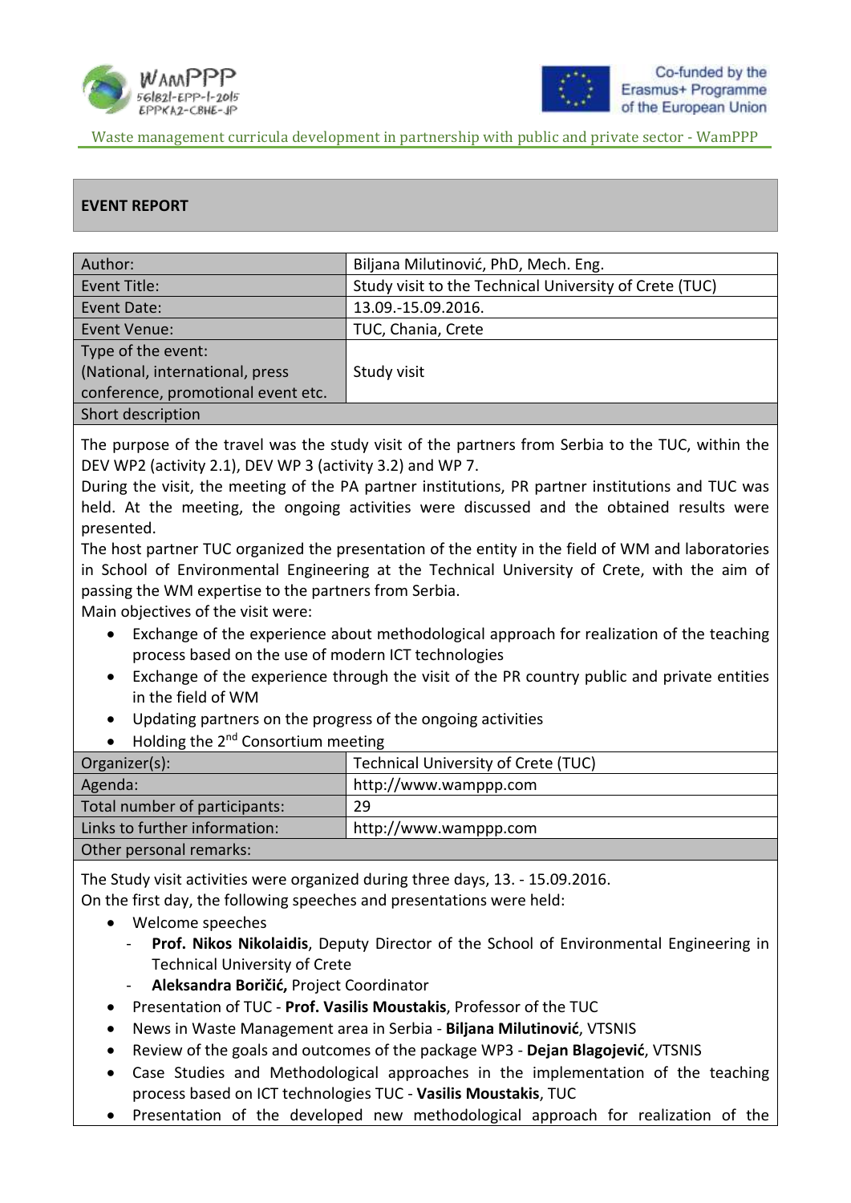Waste management curricula development in partnership with public and private sector - WamPPP

**EVENT REPORT**

| | |
|---|---|
| Author: | Biljana Milutinović, PhD, Mech. Eng. |
| Event Title: | Study visit to the Technical University of Crete (TUC) |
| Event Date: | 13.09.-15.09.2016. |
| Event Venue: | TUC, Chania, Crete |
| Type of the event: (National, international, press conference, promotional event etc. | Study visit |

**Short description**

The purpose of the travel was the study visit of the partners from Serbia to the TUC, within the DEV WP2 (activity 2.1), DEV WP 3 (activity 3.2) and WP 7.

During the visit, the meeting of the PA partner institutions, PR partner institutions and TUC was held. At the meeting, the ongoing activities were discussed and the obtained results were presented.

The host partner TUC organized the presentation of the entity in the field of WM and laboratories in School of Environmental Engineering at the Technical University of Crete, with the aim of passing the WM expertise to the partners from Serbia.

Main objectives of the visit were:

- Exchange of the experience about methodological approach for realization of the teaching process based on the use of modern ICT technologies
- Exchange of the experience through the visit of the PR country public and private entities in the field of WM
- Updating partners on the progress of the ongoing activities
- Holding the 2nd Consortium meeting

| | |
|---|---|
| Organizer(s): | Technical University of Crete (TUC) |
| Agenda: | http://www.wamppp.com |
| Total number of participants: | 29 |
| Links to further information: | http://www.wamppp.com |

**Other personal remarks:**

The Study visit activities were organized during three days, 13. - 15.09.2016.

On the first day, the following speeches and presentations were held:

- Welcome speeches
  - **Prof. Nikos Nikolaidis**, Deputy Director of the School of Environmental Engineering in Technical University of Crete
  - **Aleksandra Boričić,** Project Coordinator
- Presentation of TUC - **Prof. Vasilis Moustakis**, Professor of the TUC
- News in Waste Management area in Serbia - **Biljana Milutinović**, VTSNIS
- Review of the goals and outcomes of the package WP3 - **Dejan Blagojević**, VTSNIS
- Case Studies and Methodological approaches in the implementation of the teaching process based on ICT technologies TUC - **Vasilis Moustakis**, TUC
- Presentation of the developed new methodological approach for realization of the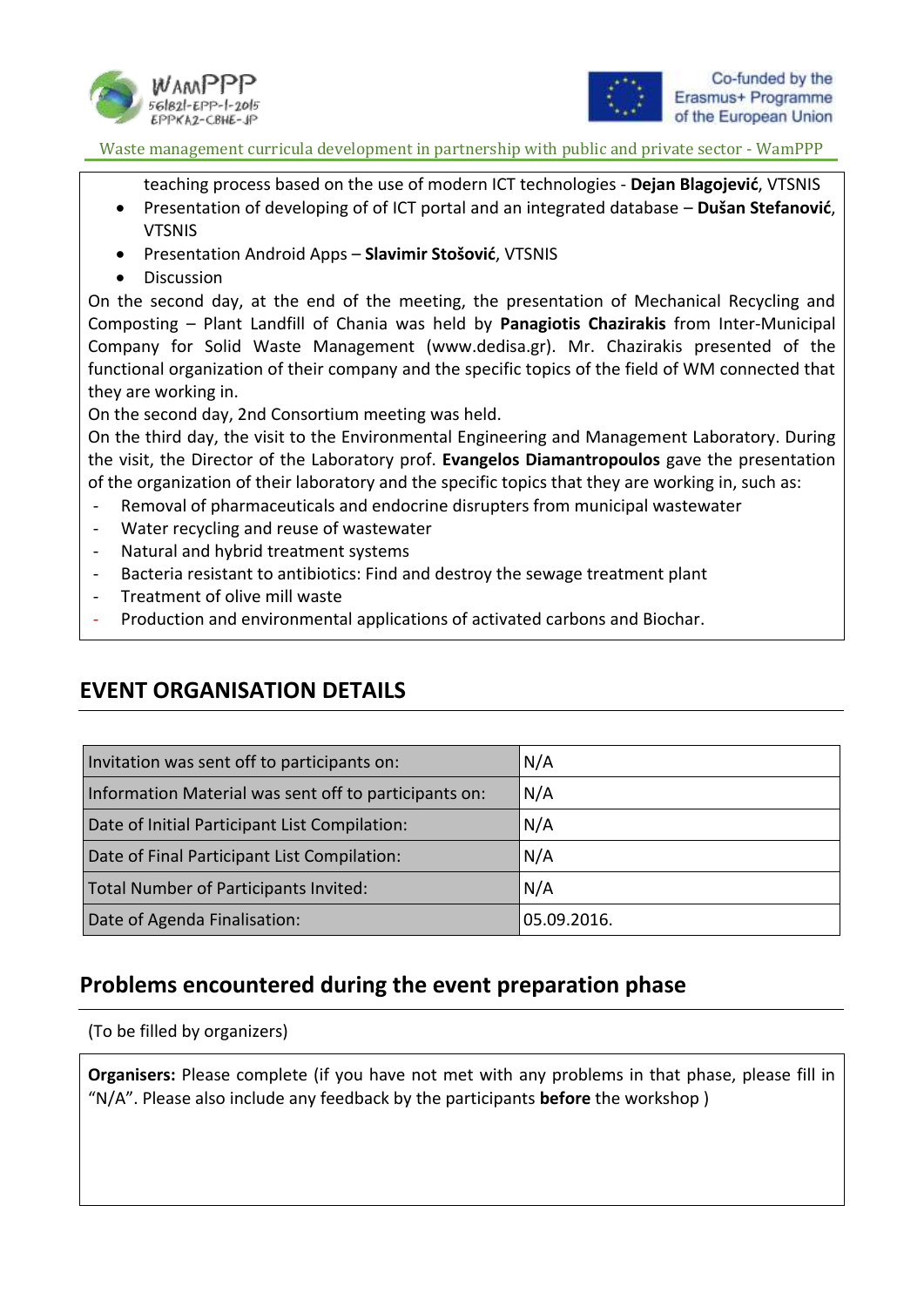teaching process based on the use of modern ICT technologies - **Dejan Blagojević**, VTSNIS

- Presentation of developing of of ICT portal and an integrated database – **Dušan Stefanović**, VTSNIS
- Presentation Android Apps – **Slavimir Stošović**, VTSNIS
- Discussion

On the second day, at the end of the meeting, the presentation of Mechanical Recycling and Composting – Plant Landfill of Chania was held by **Panagiotis Chazirakis** from Inter-Municipal Company for Solid Waste Management (www.dedisa.gr). Mr. Chazirakis presented of the functional organization of their company and the specific topics of the field of WM connected that they are working in.

On the second day, 2nd Consortium meeting was held.

On the third day, the visit to the Environmental Engineering and Management Laboratory. During the visit, the Director of the Laboratory prof. **Evangelos Diamantropoulos** gave the presentation of the organization of their laboratory and the specific topics that they are working in, such as:

- Removal of pharmaceuticals and endocrine disrupters from municipal wastewater
- Water recycling and reuse of wastewater
- Natural and hybrid treatment systems
- Bacteria resistant to antibiotics: Find and destroy the sewage treatment plant
- Treatment of olive mill waste
- Production and environmental applications of activated carbons and Biochar.

## EVENT ORGANISATION DETAILS

| | |
|---|---|
| Invitation was sent off to participants on: | N/A |
| Information Material was sent off to participants on: | N/A |
| Date of Initial Participant List Compilation: | N/A |
| Date of Final Participant List Compilation: | N/A |
| Total Number of Participants Invited: | N/A |
| Date of Agenda Finalisation: | 05.09.2016. |

## Problems encountered during the event preparation phase

(To be filled by organizers)

**Organisers:** Please complete (if you have not met with any problems in that phase, please fill in "N/A". Please also include any feedback by the participants **before** the workshop )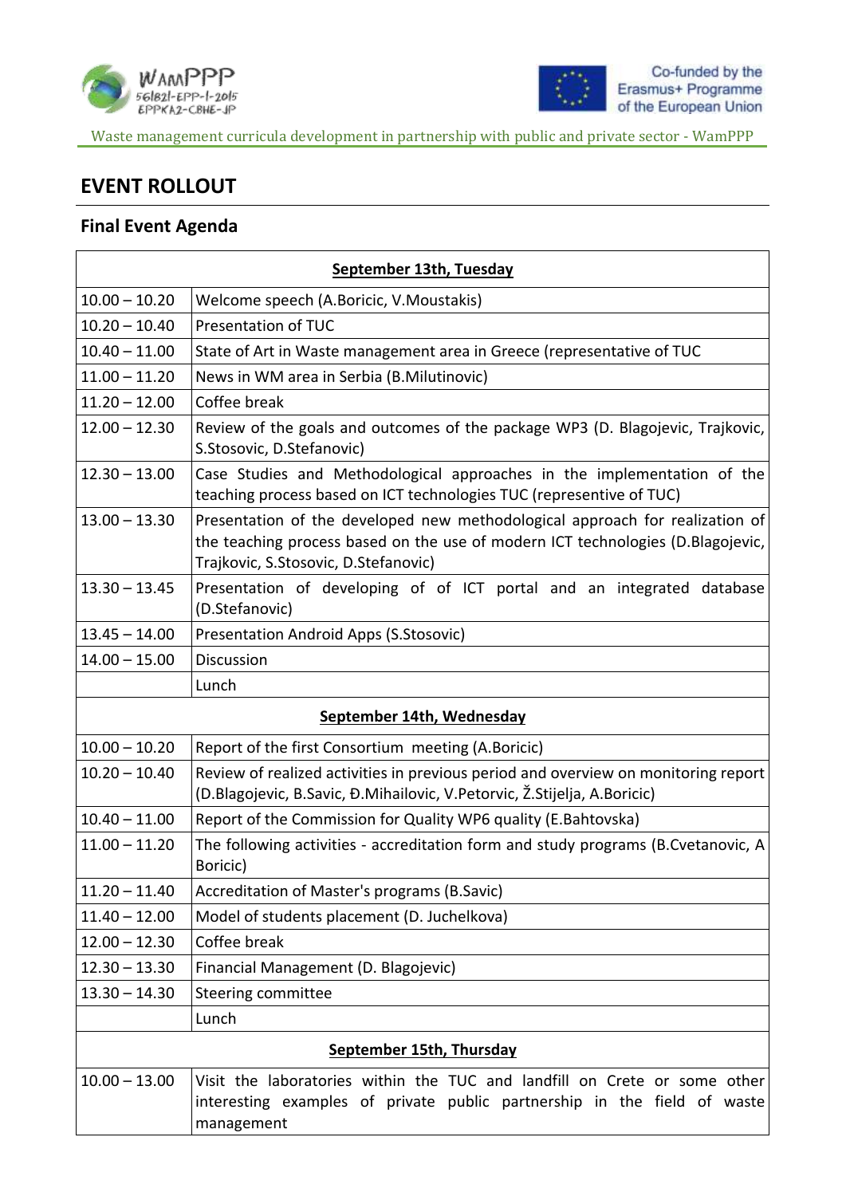## EVENT ROLLOUT

### Final Event Agenda

| September 13th, Tuesday | |
|---|---|
| 10.00 – 10.20 | Welcome speech (A.Boricic, V.Moustakis) |
| 10.20 – 10.40 | Presentation of TUC |
| 10.40 – 11.00 | State of Art in Waste management area in Greece (representative of TUC |
| 11.00 – 11.20 | News in WM area in Serbia (B.Milutinovic) |
| 11.20 – 12.00 | Coffee break |
| 12.00 – 12.30 | Review of the goals and outcomes of the package WP3 (D. Blagojevic, Trajkovic, S.Stosovic, D.Stefanovic) |
| 12.30 – 13.00 | Case Studies and Methodological approaches in the implementation of the teaching process based on ICT technologies TUC (representive of TUC) |
| 13.00 – 13.30 | Presentation of the developed new methodological approach for realization of the teaching process based on the use of modern ICT technologies (D.Blagojevic, Trajkovic, S.Stosovic, D.Stefanovic) |
| 13.30 – 13.45 | Presentation of developing of of ICT portal and an integrated database (D.Stefanovic) |
| 13.45 – 14.00 | Presentation Android Apps (S.Stosovic) |
| 14.00 – 15.00 | Discussion |
| | Lunch |
| **September 14th, Wednesday** | |
| 10.00 – 10.20 | Report of the first Consortium meeting (A.Boricic) |
| 10.20 – 10.40 | Review of realized activities in previous period and overview on monitoring report (D.Blagojevic, B.Savic, Đ.Mihailovic, V.Petorvic, Ž.Stijelja, A.Boricic) |
| 10.40 – 11.00 | Report of the Commission for Quality WP6 quality (E.Bahtovska) |
| 11.00 – 11.20 | The following activities - accreditation form and study programs (B.Cvetanovic, A Boricic) |
| 11.20 – 11.40 | Accreditation of Master's programs (B.Savic) |
| 11.40 – 12.00 | Model of students placement (D. Juchelkova) |
| 12.00 – 12.30 | Coffee break |
| 12.30 – 13.30 | Financial Management (D. Blagojevic) |
| 13.30 – 14.30 | Steering committee |
| | Lunch |
| **September 15th, Thursday** | |
| 10.00 – 13.00 | Visit the laboratories within the TUC and landfill on Crete or some other interesting examples of private public partnership in the field of waste management |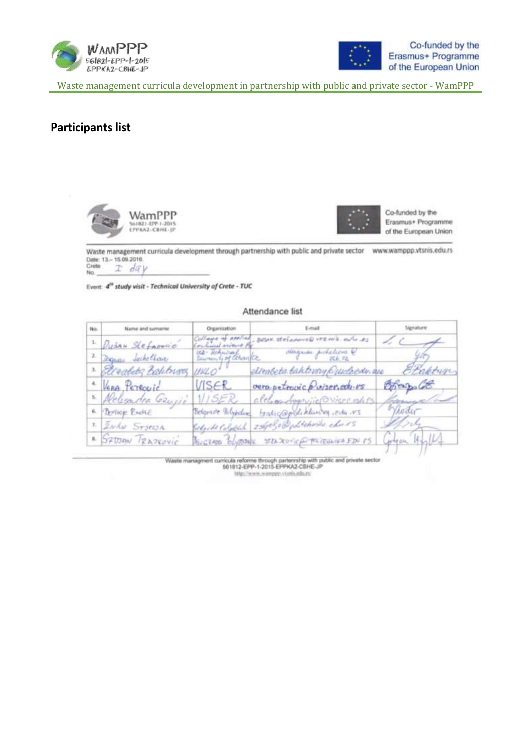## Participants list

Waste management curricula development through partnership with public and private sector www.wamppp.vtsnis.edu.rs

Date: 13.– 15.09.2016.
Crete
No. I day

Event: *4th study visit - Technical University of Crete - TUC*

Attendance list

| No. | Name and surname | Organization | E-mail | Signature |
|---|---|---|---|---|
| 1. | Dušan Stefanović | College of applied technical science Niš | dusan.stefanovic@vtsnis.edu.rs | |
| 2. | Dogan Jochellau | USE- Technical University of Crete | | |
| 3. | Elizabeta Bahtovska | UKLO | elizabeta.bahtovska@uklo.edu.mk | |
| 4. | Vera Petrović | VISER | vera.petrovic@viser.edu.rs | |
| 5. | Aleksandra Grujić | VISER | aleksandra.grujic@viser.edu.rs | |
| 6. | Borislav Radić | Belgrade Polytechnic | bradic@politehnika.edu.rs | |
| 7. | Zivko Stojsa | Belgrade Polytechnic | zstojsa@politehnika.edu.rs | |
| 8. | Srđan Trajković | Belgrade Polytechnic | strajkovic@politehnika.edu.rs | |

Waste managment curricula reforme through partenrship with public and private sector
561812-EPP-1-2015-EPPKA2-CBHE-JP
http://www.wamppp.vtsnis.edu.rs/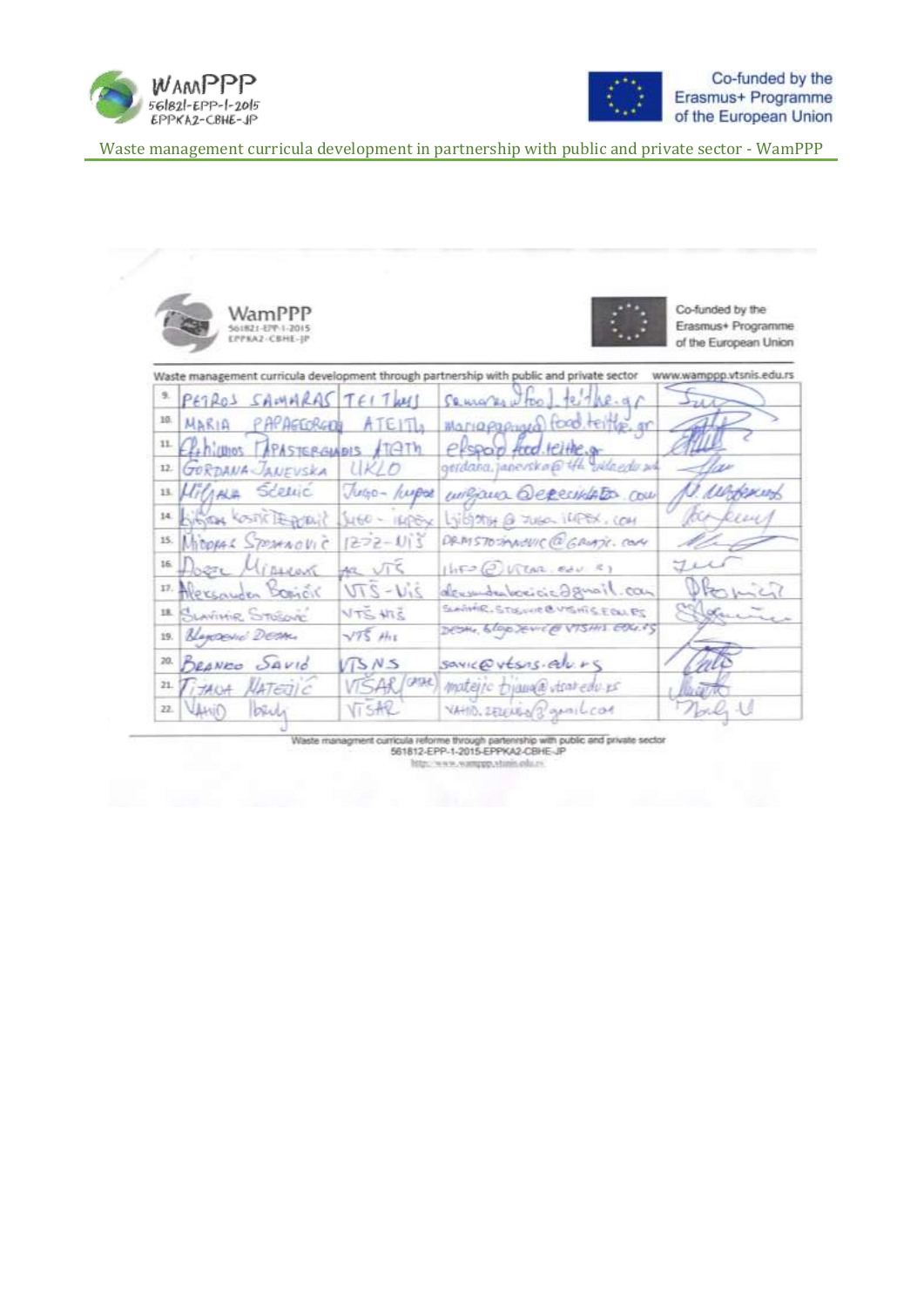WamPPP
561821-EPP-1-2015
EPPKA2-CBHE-JP

Co-funded by the Erasmus+ Programme of the European Union

Waste management curricula development through partnership with public and private sector www.wamppp.vtsnis.edu.rs

| No. | Name | Institution | E-mail | Signature |
|---|---|---|---|---|
| 9. | PETROS SAMARAS | TEI Th | samaras@food.teithe.gr | |
| 10. | MARIA PAPAGEORGIOU | ATEITh | mariapapage@food.teithe.gr | |
| 11. | Efthimios PAPASTERGIADIS | ATEITh | efspap@food.teithe.gr | |
| 12. | GORDANA JANEVSKA | UKLO | gordana.janevska@tfb.uklo.edu.mk | |
| 13. | Miljana Sćekić | Jugo-Impex | miljana@ekorecikaza.com | |
| 14. | Ljiljana Kostić | Jugo-Impex | ljiljana@jugo-impex.com | |
| 15. | Miodrag Stojanović | Mi3-Niš | | |
| 16. | | VTŠ | info@vtsar.edu.rs | |
| 17. | Aleksandar Boričić | VTŠ - Niš | aleksandar.boricic@gmail.com | |
| 18. | Slavimir Stošović | VTŠ Niš | slavimir.stosovic@vtsnis.edu.rs | |
| 19. | Blagoslav Dešić | VTŠ Niš | desic.blagoslav@vtsnis.edu.rs | |
| 20. | Branko Savić | VTŠ NS | savic@vtsns.edu.rs | |
| 21. | Tijana Matejić | VTŠAR | matejic.tijana@vtsar.edu.rs | |
| 22. | Vahid Ibrulj | VTŠAR | vahid.zeleni@gmail.com | |

Waste managment curricula reforme through partenrship with public and private sector
561812-EPP-1-2015-EPPKA2-CBHE-JP
http://www.wamppp.vtsnis.edu.rs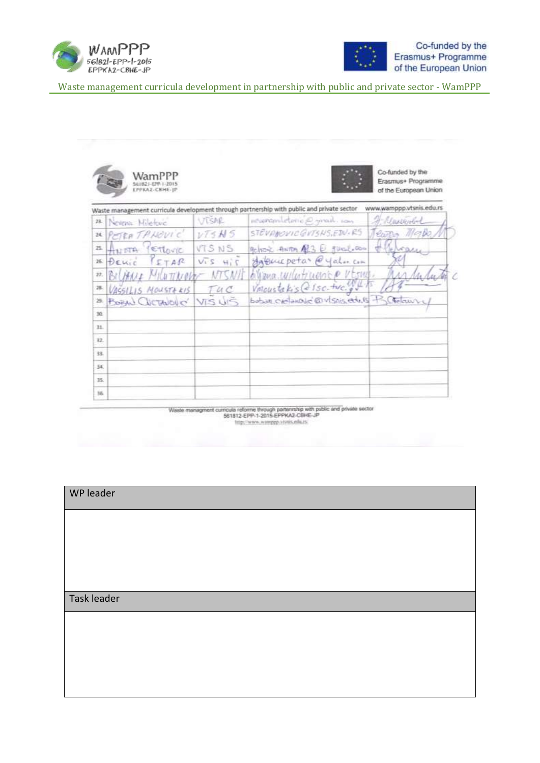Waste management curricula development through partnership with public and private sector www.wamppp.vtsnis.edu.rs

| | | | | |
|---|---|---|---|---|
| 23. | Nevena Miletović | VTŠAR | nevenamiletovic@gmail.com | |
| 24. | PETRA TPNOVIĆ | VTS NS | STEVANOVICG@VTSNS.EDU.RS | |
| 25. | ANITA PETKOVIC | VTS NS | gehovic.anita.123@gmail.com | |
| 26. | ĐENIĆ PETAR | VIS NIŠ | djenicpetar@yahoo.com | |
| 27. | BILJANA MILUTINOVIĆ | NTSNIŠ | biljana.milutinovic@vtsnis... | |
| 28. | VASSILIS MOUSTAKIS | TUC | Vmoustakis@isc.tuc.gr | |
| 29. | BOBAN CVETANOVIĆ | VTS NIŠ | boban.cvetanovic@vtsnis.edu.rs | |
| 30. | | | | |
| 31. | | | | |
| 32. | | | | |
| 33. | | | | |
| 34. | | | | |
| 35. | | | | |
| 36. | | | | |

Waste managment curricula reforme through partenrship with public and private sector
561812-EPP-1-2015-EPPKA2-CBHE-JP
http://www.wamppp.vtsnis.edu.rs

| WP leader |
|---|
| |

| Task leader |
|---|
| |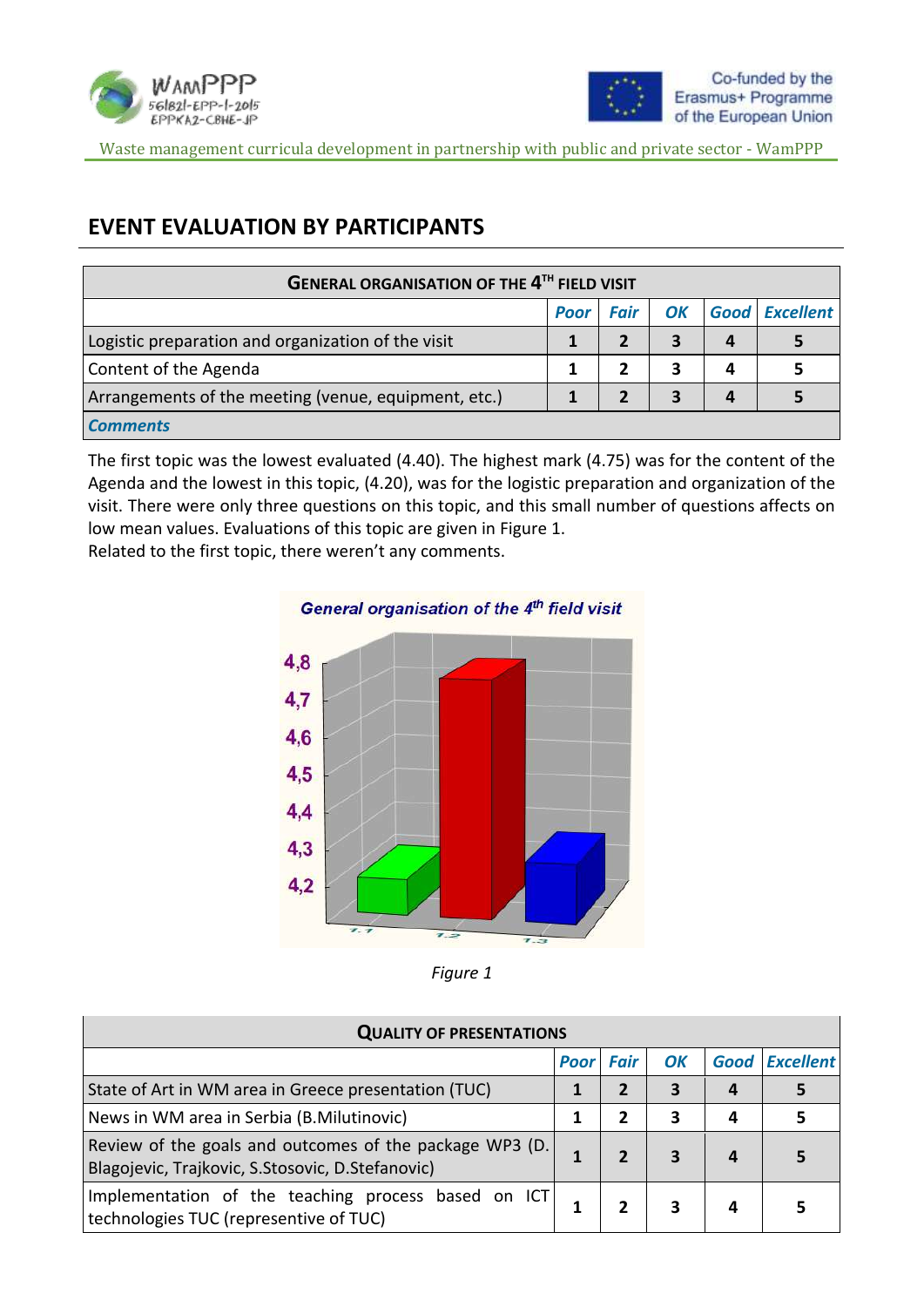# EVENT EVALUATION BY PARTICIPANTS

| GENERAL ORGANISATION OF THE 4TH FIELD VISIT | | | | | |
|---|---|---|---|---|---|
| | *Poor* | *Fair* | *OK* | *Good* | *Excellent* |
| Logistic preparation and organization of the visit | **1** | **2** | **3** | **4** | **5** |
| Content of the Agenda | **1** | **2** | **3** | **4** | **5** |
| Arrangements of the meeting (venue, equipment, etc.) | **1** | **2** | **3** | **4** | **5** |
| ***Comments*** | | | | | |

The first topic was the lowest evaluated (4.40). The highest mark (4.75) was for the content of the Agenda and the lowest in this topic, (4.20), was for the logistic preparation and organization of the visit. There were only three questions on this topic, and this small number of questions affects on low mean values. Evaluations of this topic are given in Figure 1.
Related to the first topic, there weren't any comments.

*General organisation of the 4th field visit*

*Figure 1*

| QUALITY OF PRESENTATIONS | | | | | |
|---|---|---|---|---|---|
| | *Poor* | *Fair* | *OK* | *Good* | *Excellent* |
| State of Art in WM area in Greece presentation (TUC) | **1** | **2** | **3** | **4** | **5** |
| News in WM area in Serbia (B.Milutinovic) | **1** | **2** | **3** | **4** | **5** |
| Review of the goals and outcomes of the package WP3 (D. Blagojevic, Trajkovic, S.Stosovic, D.Stefanovic) | **1** | **2** | **3** | **4** | **5** |
| Implementation of the teaching process based on ICT technologies TUC (representive of TUC) | **1** | **2** | **3** | **4** | **5** |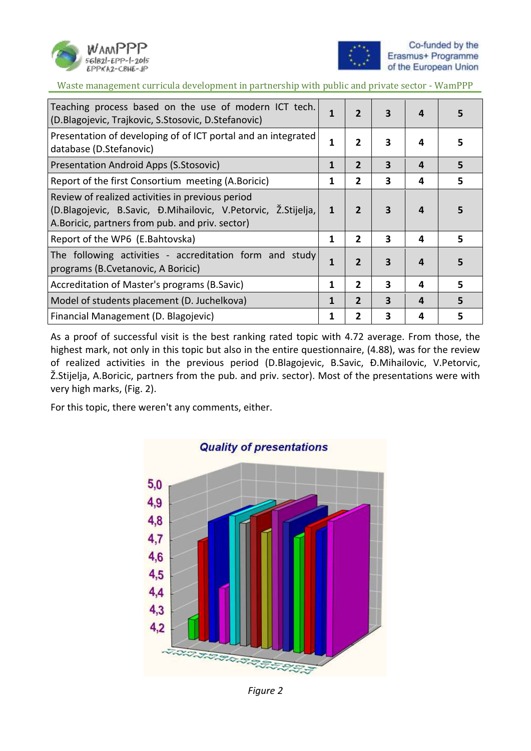| Teaching process based on the use of modern ICT tech. (D.Blagojevic, Trajkovic, S.Stosovic, D.Stefanovic) | 1 | 2 | 3 | 4 | 5 |
|---|---|---|---|---|---|
| Presentation of developing of of ICT portal and an integrated database (D.Stefanovic) | 1 | 2 | 3 | 4 | 5 |
| Presentation Android Apps (S.Stosovic) | 1 | 2 | 3 | 4 | 5 |
| Report of the first Consortium meeting (A.Boricic) | 1 | 2 | 3 | 4 | 5 |
| Review of realized activities in previous period (D.Blagojevic, B.Savic, Đ.Mihailovic, V.Petorvic, Ž.Stijelja, A.Boricic, partners from pub. and priv. sector) | 1 | 2 | 3 | 4 | 5 |
| Report of the WP6 (E.Bahtovska) | 1 | 2 | 3 | 4 | 5 |
| The following activities - accreditation form and study programs (B.Cvetanovic, A Boricic) | 1 | 2 | 3 | 4 | 5 |
| Accreditation of Master's programs (B.Savic) | 1 | 2 | 3 | 4 | 5 |
| Model of students placement (D. Juchelkova) | 1 | 2 | 3 | 4 | 5 |
| Financial Management (D. Blagojevic) | 1 | 2 | 3 | 4 | 5 |

As a proof of successful visit is the best ranking rated topic with 4.72 average. From those, the highest mark, not only in this topic but also in the entire questionnaire, (4.88), was for the review of realized activities in the previous period (D.Blagojevic, B.Savic, Đ.Mihailovic, V.Petorvic, Ž.Stijelja, A.Boricic, partners from the pub. and priv. sector). Most of the presentations were with very high marks, (Fig. 2).

For this topic, there weren't any comments, either.

*Figure 2*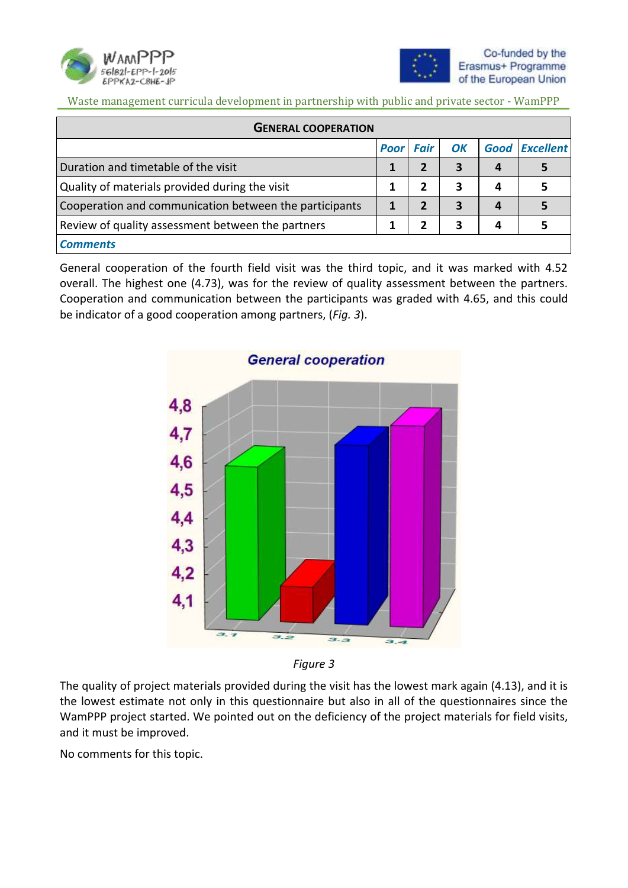| GENERAL COOPERATION | | | | | |
|---|---|---|---|---|---|
| | *Poor* | *Fair* | *OK* | *Good* | *Excellent* |
| Duration and timetable of the visit | 1 | 2 | 3 | 4 | 5 |
| Quality of materials provided during the visit | 1 | 2 | 3 | 4 | 5 |
| Cooperation and communication between the participants | 1 | 2 | 3 | 4 | 5 |
| Review of quality assessment between the partners | 1 | 2 | 3 | 4 | 5 |
| ***Comments*** | | | | | |

General cooperation of the fourth field visit was the third topic, and it was marked with 4.52 overall. The highest one (4.73), was for the review of quality assessment between the partners. Cooperation and communication between the participants was graded with 4.65, and this could be indicator of a good cooperation among partners, (*Fig. 3*).

*Figure 3*

The quality of project materials provided during the visit has the lowest mark again (4.13), and it is the lowest estimate not only in this questionnaire but also in all of the questionnaires since the WamPPP project started. We pointed out on the deficiency of the project materials for field visits, and it must be improved.

No comments for this topic.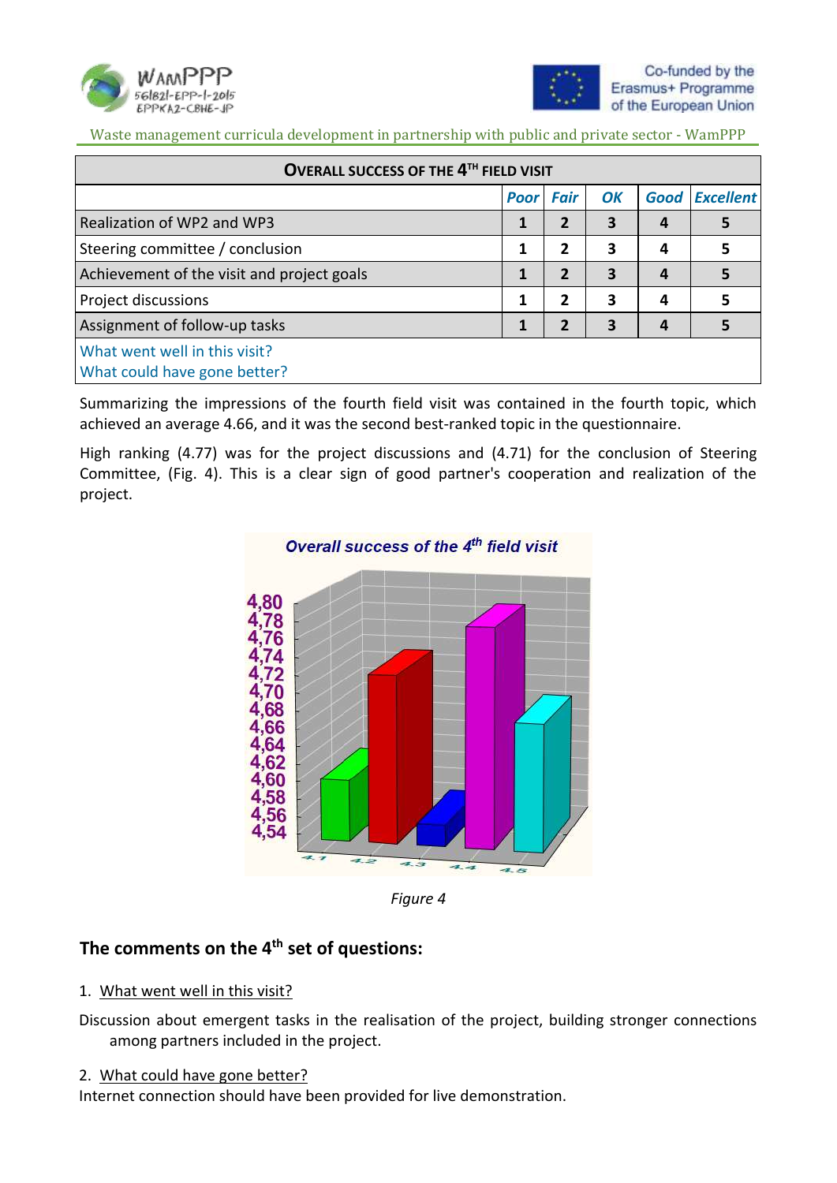| **OVERALL SUCCESS OF THE 4TH FIELD VISIT** | | | | | |
|---|---|---|---|---|---|
| | *Poor* | *Fair* | *OK* | *Good* | *Excellent* |
| Realization of WP2 and WP3 | **1** | **2** | **3** | **4** | **5** |
| Steering committee / conclusion | **1** | **2** | **3** | **4** | **5** |
| Achievement of the visit and project goals | **1** | **2** | **3** | **4** | **5** |
| Project discussions | **1** | **2** | **3** | **4** | **5** |
| Assignment of follow-up tasks | **1** | **2** | **3** | **4** | **5** |
| What went well in this visit?<br>What could have gone better? | | | | | |

Summarizing the impressions of the fourth field visit was contained in the fourth topic, which achieved an average 4.66, and it was the second best-ranked topic in the questionnaire.

High ranking (4.77) was for the project discussions and (4.71) for the conclusion of Steering Committee, (Fig. 4). This is a clear sign of good partner's cooperation and realization of the project.

*Figure 4*

## The comments on the 4th set of questions:

1. What went well in this visit?

Discussion about emergent tasks in the realisation of the project, building stronger connections among partners included in the project.

2. What could have gone better?

Internet connection should have been provided for live demonstration.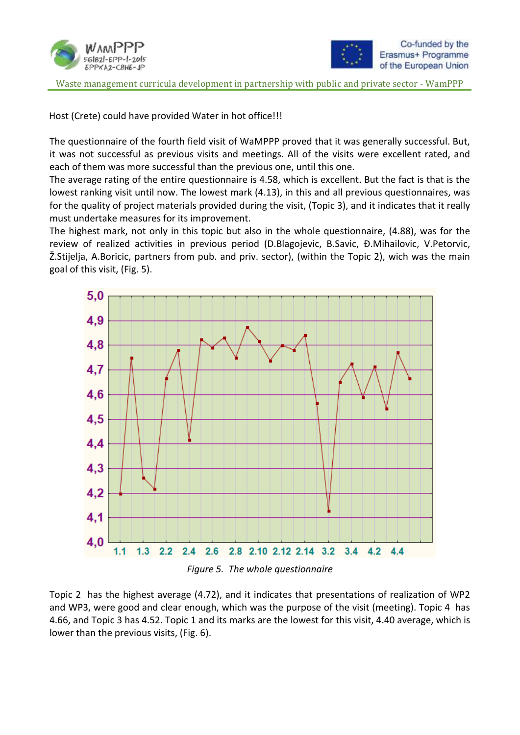Host (Crete) could have provided Water in hot office!!!

The questionnaire of the fourth field visit of WaMPPP proved that it was generally successful. But, it was not successful as previous visits and meetings. All of the visits were excellent rated, and each of them was more successful than the previous one, until this one.

The average rating of the entire questionnaire is 4.58, which is excellent. But the fact is that is the lowest ranking visit until now. The lowest mark (4.13), in this and all previous questionnaires, was for the quality of project materials provided during the visit, (Topic 3), and it indicates that it really must undertake measures for its improvement.

The highest mark, not only in this topic but also in the whole questionnaire, (4.88), was for the review of realized activities in previous period (D.Blagojevic, B.Savic, Đ.Mihailovic, V.Petorvic, Ž.Stijelja, A.Boricic, partners from pub. and priv. sector), (within the Topic 2), wich was the main goal of this visit, (Fig. 5).

*Figure 5. The whole questionnaire*

Topic 2 has the highest average (4.72), and it indicates that presentations of realization of WP2 and WP3, were good and clear enough, which was the purpose of the visit (meeting). Topic 4 has 4.66, and Topic 3 has 4.52. Topic 1 and its marks are the lowest for this visit, 4.40 average, which is lower than the previous visits, (Fig. 6).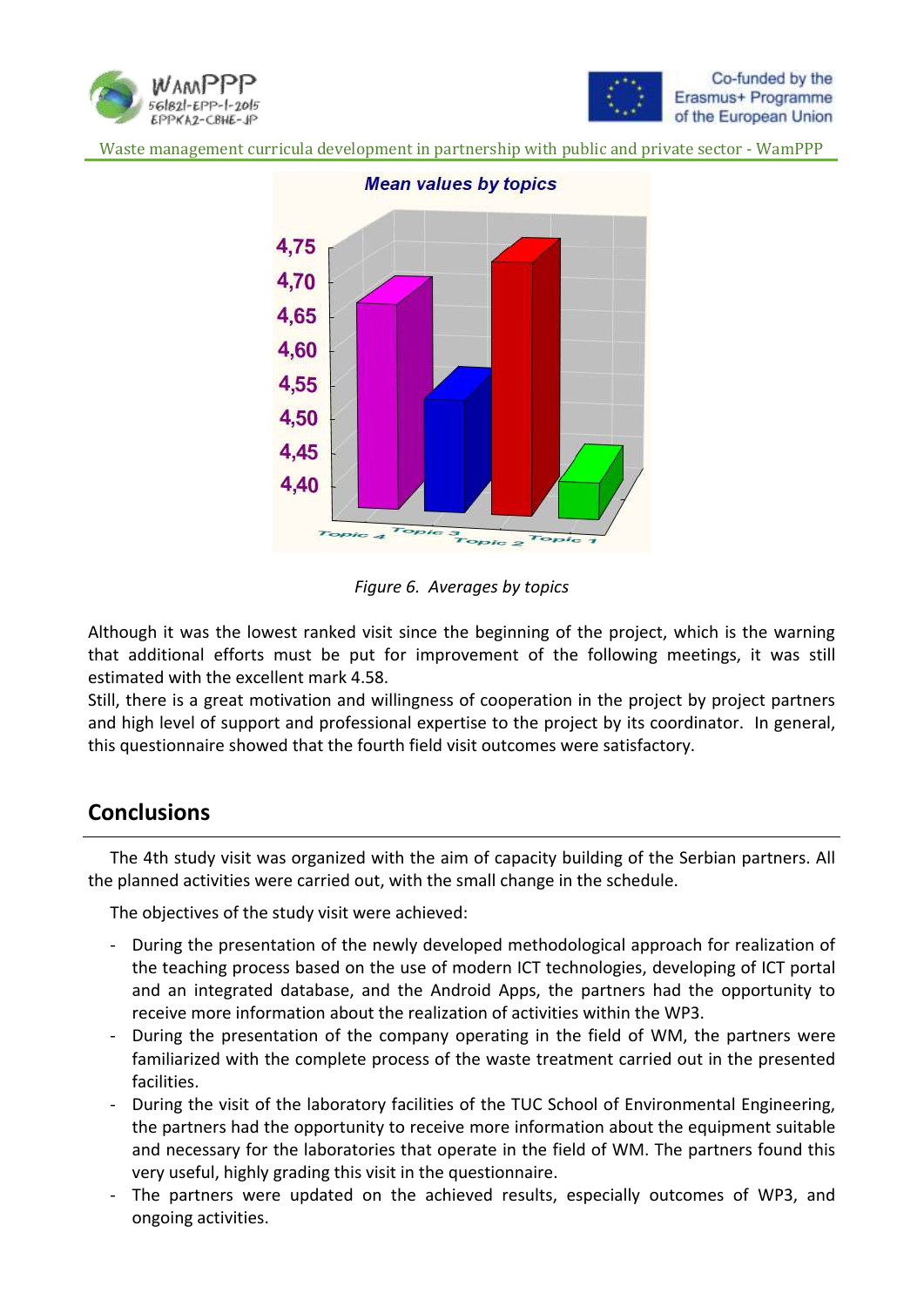*Figure 6. Averages by topics*

Although it was the lowest ranked visit since the beginning of the project, which is the warning that additional efforts must be put for improvement of the following meetings, it was still estimated with the excellent mark 4.58.

Still, there is a great motivation and willingness of cooperation in the project by project partners and high level of support and professional expertise to the project by its coordinator. In general, this questionnaire showed that the fourth field visit outcomes were satisfactory.

## Conclusions

The 4th study visit was organized with the aim of capacity building of the Serbian partners. All the planned activities were carried out, with the small change in the schedule.

The objectives of the study visit were achieved:

- During the presentation of the newly developed methodological approach for realization of the teaching process based on the use of modern ICT technologies, developing of ICT portal and an integrated database, and the Android Apps, the partners had the opportunity to receive more information about the realization of activities within the WP3.
- During the presentation of the company operating in the field of WM, the partners were familiarized with the complete process of the waste treatment carried out in the presented facilities.
- During the visit of the laboratory facilities of the TUC School of Environmental Engineering, the partners had the opportunity to receive more information about the equipment suitable and necessary for the laboratories that operate in the field of WM. The partners found this very useful, highly grading this visit in the questionnaire.
- The partners were updated on the achieved results, especially outcomes of WP3, and ongoing activities.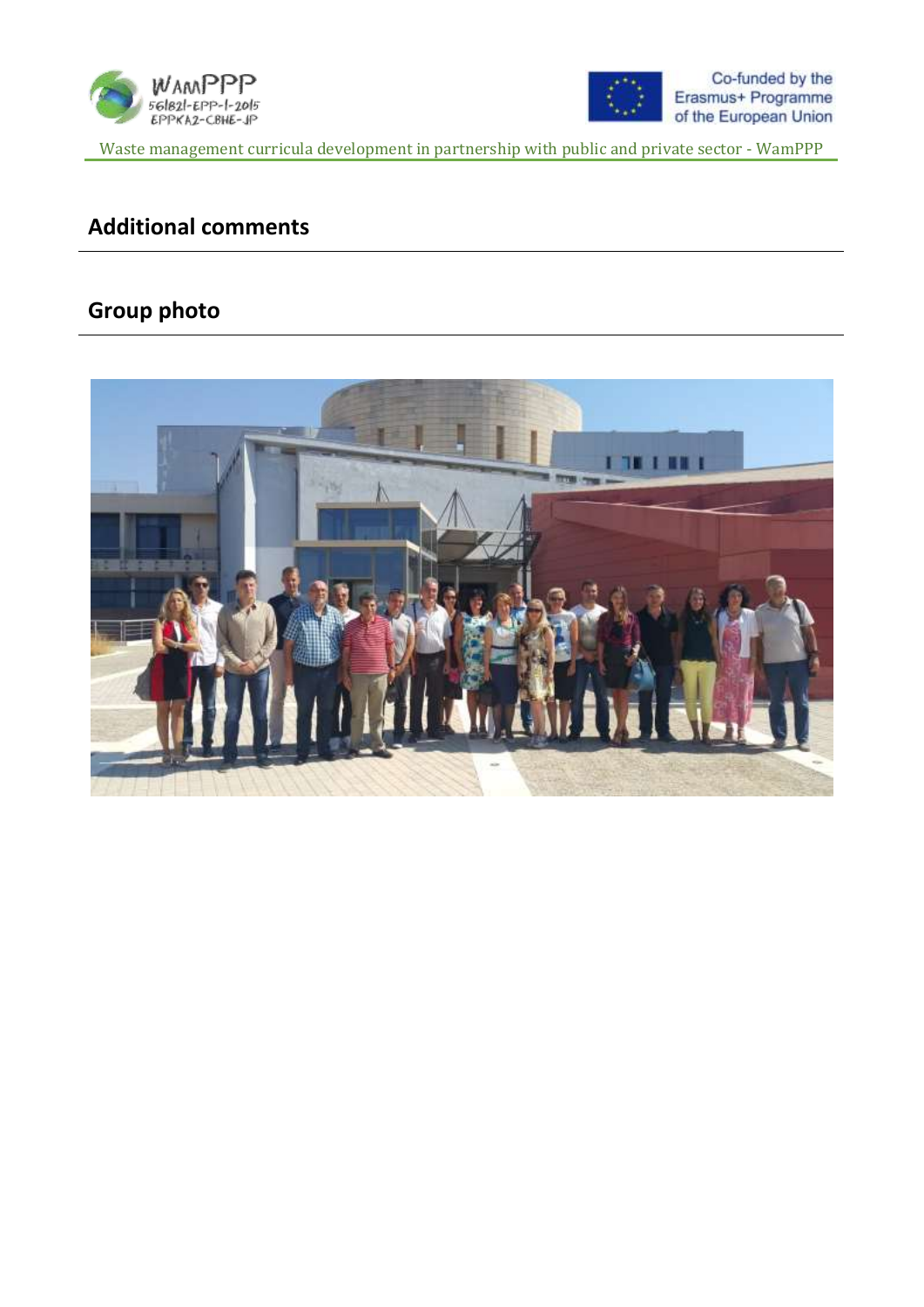## Additional comments

## Group photo